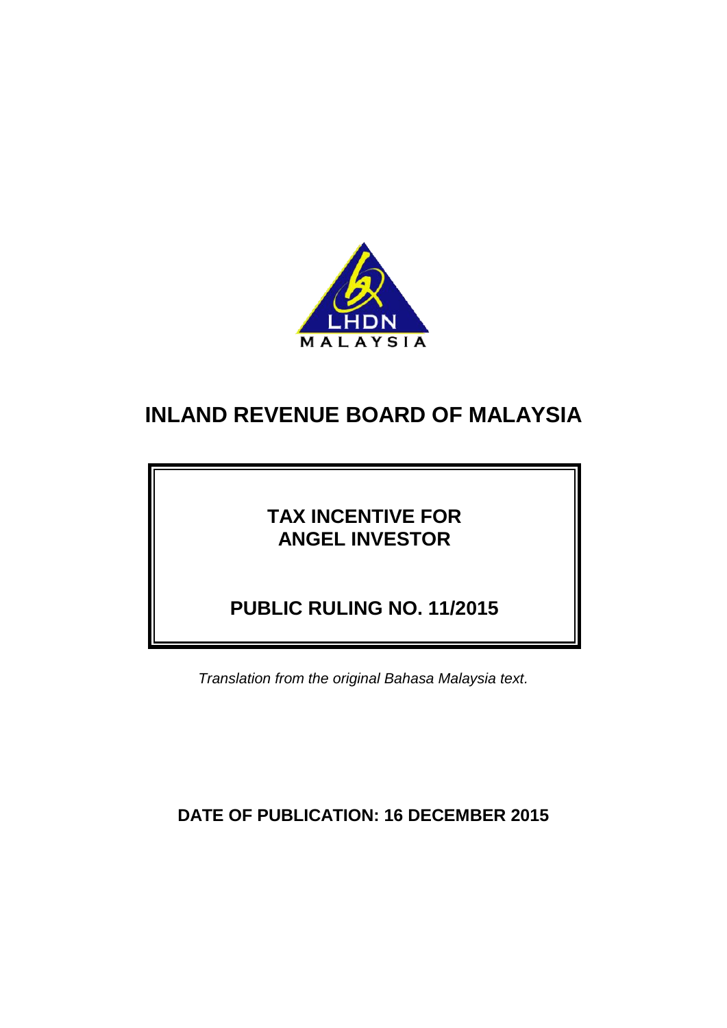# INLAND REVENUE BOARD OF MALAYSIA

## TAX INCENTIVE FOR ANGEL INVESTOR

## PUBLIC RULING NO. 11/2015

*Translation from the original Bahasa Malaysia text.*

**DATE OF PUBLICATION: 16 DECEMBER 2015**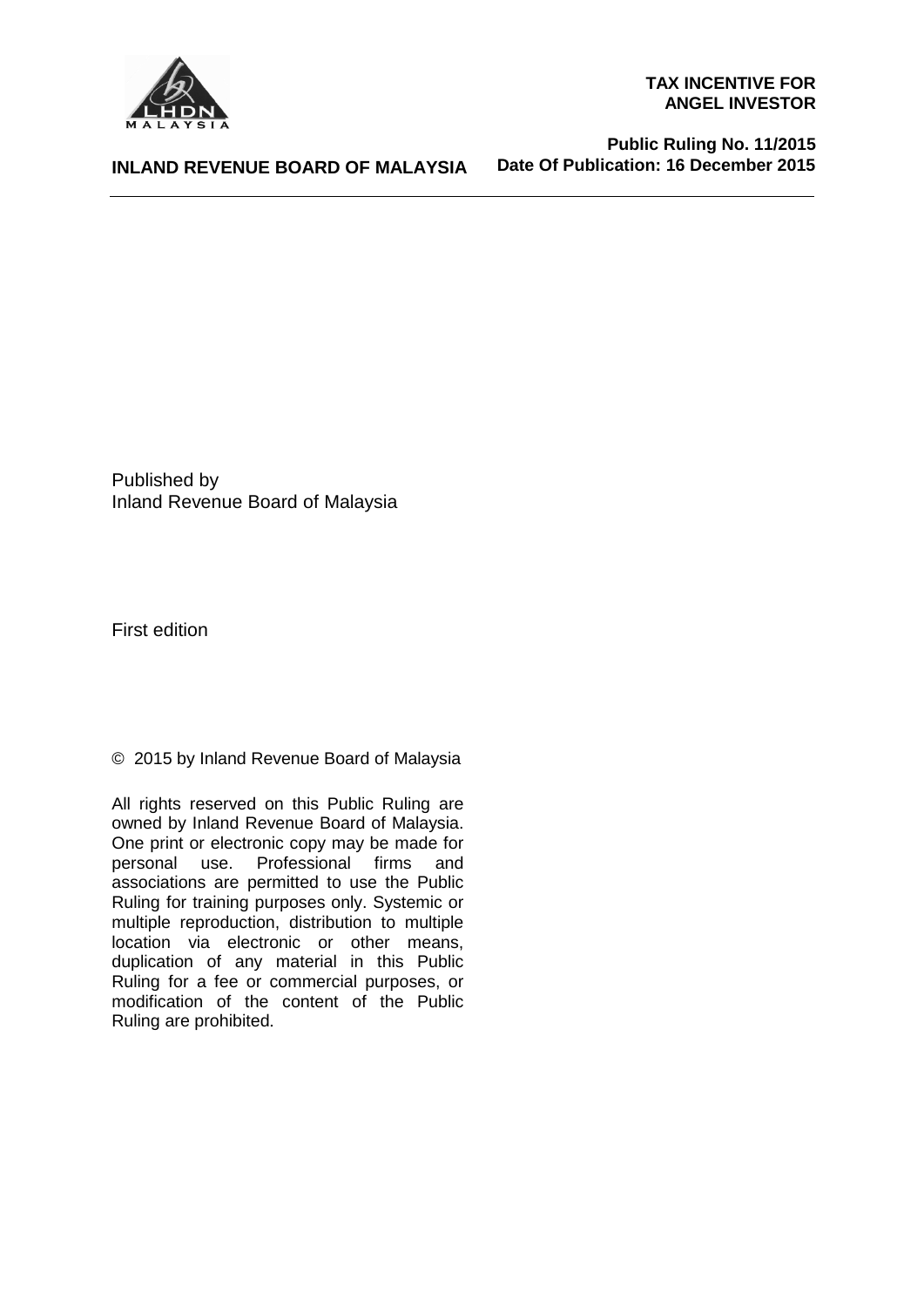Published by
Inland Revenue Board of Malaysia

First edition

© 2015 by Inland Revenue Board of Malaysia

All rights reserved on this Public Ruling are owned by Inland Revenue Board of Malaysia. One print or electronic copy may be made for personal use. Professional firms and associations are permitted to use the Public Ruling for training purposes only. Systemic or multiple reproduction, distribution to multiple location via electronic or other means, duplication of any material in this Public Ruling for a fee or commercial purposes, or modification of the content of the Public Ruling are prohibited.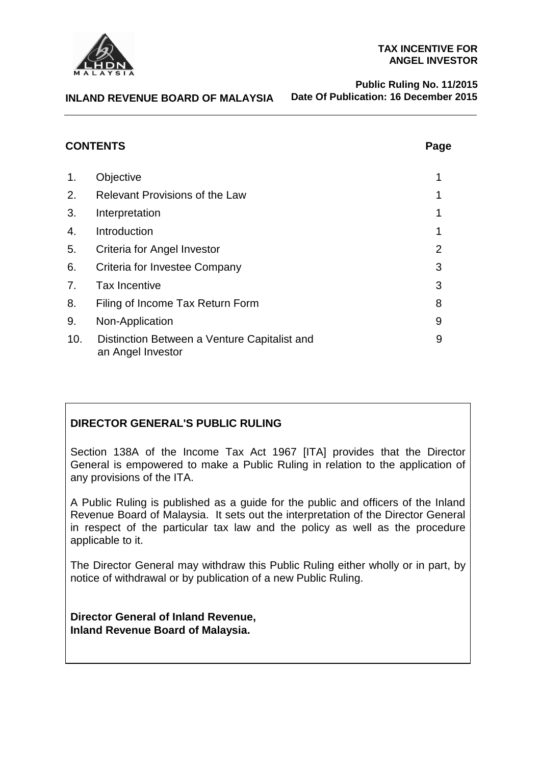**INLAND REVENUE BOARD OF MALAYSIA**

**TAX INCENTIVE FOR ANGEL INVESTOR**

**Public Ruling No. 11/2015**
**Date Of Publication: 16 December 2015**

## CONTENTS

| | | Page |
|---|---|---|
| 1. | Objective | 1 |
| 2. | Relevant Provisions of the Law | 1 |
| 3. | Interpretation | 1 |
| 4. | Introduction | 1 |
| 5. | Criteria for Angel Investor | 2 |
| 6. | Criteria for Investee Company | 3 |
| 7. | Tax Incentive | 3 |
| 8. | Filing of Income Tax Return Form | 8 |
| 9. | Non-Application | 9 |
| 10. | Distinction Between a Venture Capitalist and an Angel Investor | 9 |

**DIRECTOR GENERAL'S PUBLIC RULING**

Section 138A of the Income Tax Act 1967 [ITA] provides that the Director General is empowered to make a Public Ruling in relation to the application of any provisions of the ITA.

A Public Ruling is published as a guide for the public and officers of the Inland Revenue Board of Malaysia. It sets out the interpretation of the Director General in respect of the particular tax law and the policy as well as the procedure applicable to it.

The Director General may withdraw this Public Ruling either wholly or in part, by notice of withdrawal or by publication of a new Public Ruling.

**Director General of Inland Revenue,**
**Inland Revenue Board of Malaysia.**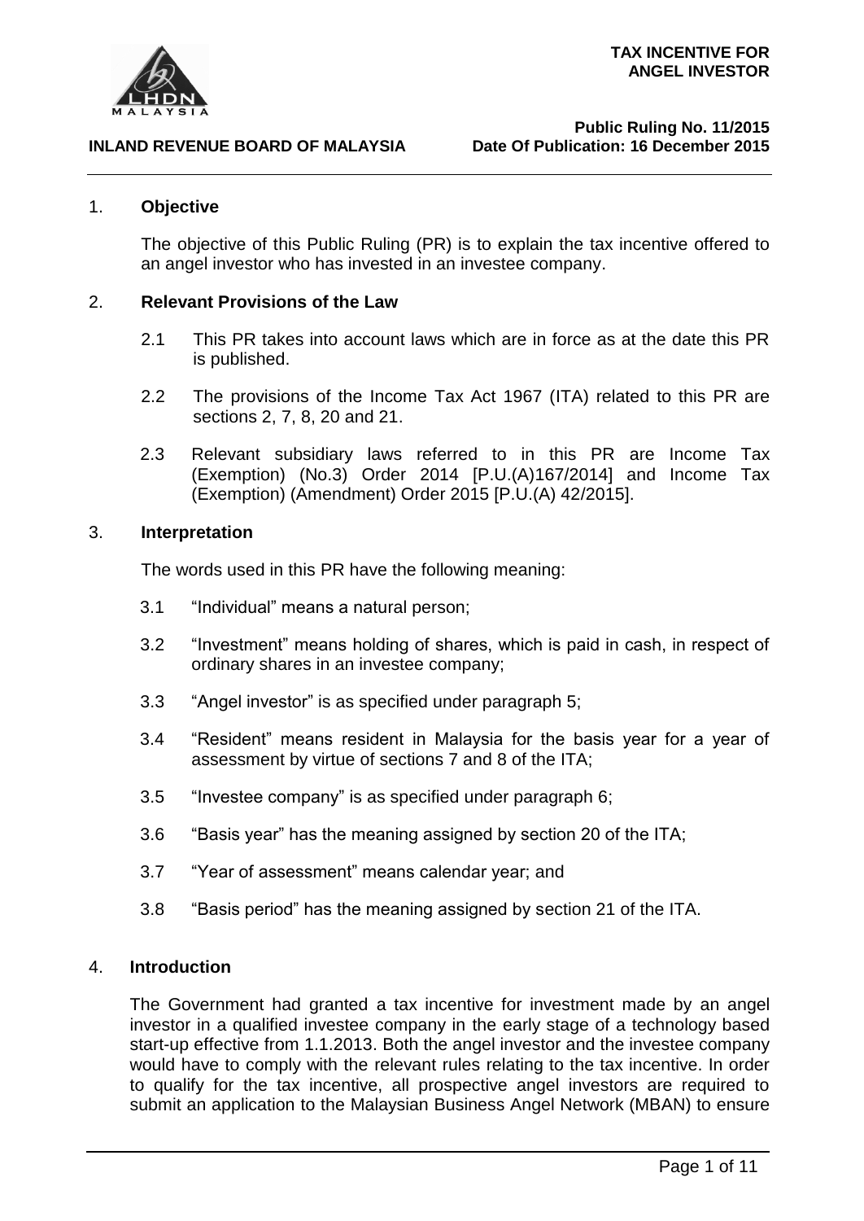## 1. Objective

The objective of this Public Ruling (PR) is to explain the tax incentive offered to an angel investor who has invested in an investee company.

## 2. Relevant Provisions of the Law

2.1 This PR takes into account laws which are in force as at the date this PR is published.

2.2 The provisions of the Income Tax Act 1967 (ITA) related to this PR are sections 2, 7, 8, 20 and 21.

2.3 Relevant subsidiary laws referred to in this PR are Income Tax (Exemption) (No.3) Order 2014 [P.U.(A)167/2014] and Income Tax (Exemption) (Amendment) Order 2015 [P.U.(A) 42/2015].

## 3. Interpretation

The words used in this PR have the following meaning:

3.1 "Individual" means a natural person;

3.2 "Investment" means holding of shares, which is paid in cash, in respect of ordinary shares in an investee company;

3.3 "Angel investor" is as specified under paragraph 5;

3.4 "Resident" means resident in Malaysia for the basis year for a year of assessment by virtue of sections 7 and 8 of the ITA;

3.5 "Investee company" is as specified under paragraph 6;

3.6 "Basis year" has the meaning assigned by section 20 of the ITA;

3.7 "Year of assessment" means calendar year; and

3.8 "Basis period" has the meaning assigned by section 21 of the ITA.

## 4. Introduction

The Government had granted a tax incentive for investment made by an angel investor in a qualified investee company in the early stage of a technology based start-up effective from 1.1.2013. Both the angel investor and the investee company would have to comply with the relevant rules relating to the tax incentive. In order to qualify for the tax incentive, all prospective angel investors are required to submit an application to the Malaysian Business Angel Network (MBAN) to ensure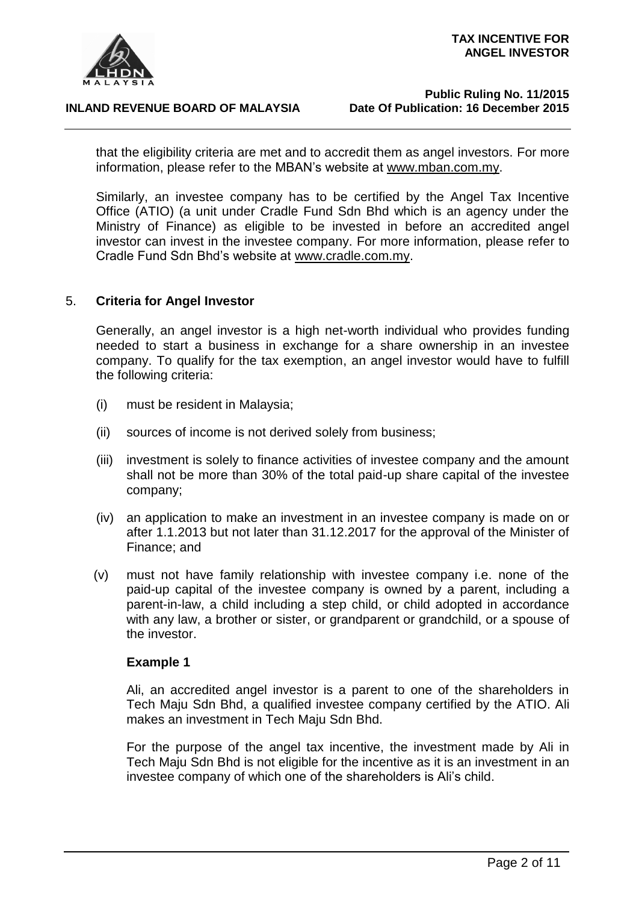that the eligibility criteria are met and to accredit them as angel investors. For more information, please refer to the MBAN's website at www.mban.com.my.

Similarly, an investee company has to be certified by the Angel Tax Incentive Office (ATIO) (a unit under Cradle Fund Sdn Bhd which is an agency under the Ministry of Finance) as eligible to be invested in before an accredited angel investor can invest in the investee company. For more information, please refer to Cradle Fund Sdn Bhd's website at www.cradle.com.my.

## 5. Criteria for Angel Investor

Generally, an angel investor is a high net-worth individual who provides funding needed to start a business in exchange for a share ownership in an investee company. To qualify for the tax exemption, an angel investor would have to fulfill the following criteria:

(i) must be resident in Malaysia;

(ii) sources of income is not derived solely from business;

(iii) investment is solely to finance activities of investee company and the amount shall not be more than 30% of the total paid-up share capital of the investee company;

(iv) an application to make an investment in an investee company is made on or after 1.1.2013 but not later than 31.12.2017 for the approval of the Minister of Finance; and

(v) must not have family relationship with investee company i.e. none of the paid-up capital of the investee company is owned by a parent, including a parent-in-law, a child including a step child, or child adopted in accordance with any law, a brother or sister, or grandparent or grandchild, or a spouse of the investor.

**Example 1**

Ali, an accredited angel investor is a parent to one of the shareholders in Tech Maju Sdn Bhd, a qualified investee company certified by the ATIO. Ali makes an investment in Tech Maju Sdn Bhd.

For the purpose of the angel tax incentive, the investment made by Ali in Tech Maju Sdn Bhd is not eligible for the incentive as it is an investment in an investee company of which one of the shareholders is Ali's child.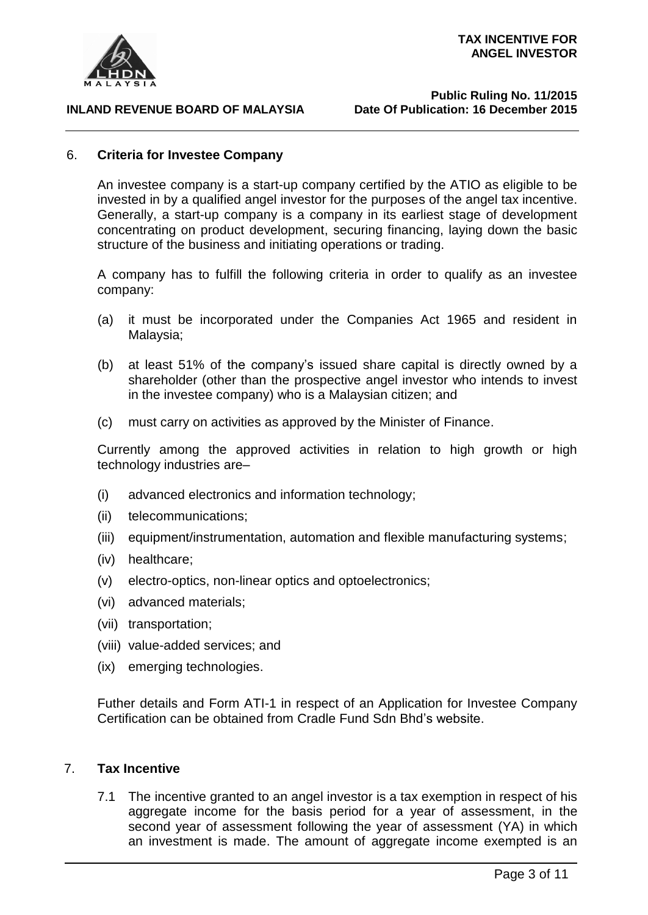## 6. Criteria for Investee Company

An investee company is a start-up company certified by the ATIO as eligible to be invested in by a qualified angel investor for the purposes of the angel tax incentive. Generally, a start-up company is a company in its earliest stage of development concentrating on product development, securing financing, laying down the basic structure of the business and initiating operations or trading.

A company has to fulfill the following criteria in order to qualify as an investee company:

(a) it must be incorporated under the Companies Act 1965 and resident in Malaysia;

(b) at least 51% of the company's issued share capital is directly owned by a shareholder (other than the prospective angel investor who intends to invest in the investee company) who is a Malaysian citizen; and

(c) must carry on activities as approved by the Minister of Finance.

Currently among the approved activities in relation to high growth or high technology industries are–

(i) advanced electronics and information technology;

(ii) telecommunications;

(iii) equipment/instrumentation, automation and flexible manufacturing systems;

(iv) healthcare;

(v) electro-optics, non-linear optics and optoelectronics;

(vi) advanced materials;

(vii) transportation;

(viii) value-added services; and

(ix) emerging technologies.

Futher details and Form ATI-1 in respect of an Application for Investee Company Certification can be obtained from Cradle Fund Sdn Bhd's website.

## 7. Tax Incentive

7.1 The incentive granted to an angel investor is a tax exemption in respect of his aggregate income for the basis period for a year of assessment, in the second year of assessment following the year of assessment (YA) in which an investment is made. The amount of aggregate income exempted is an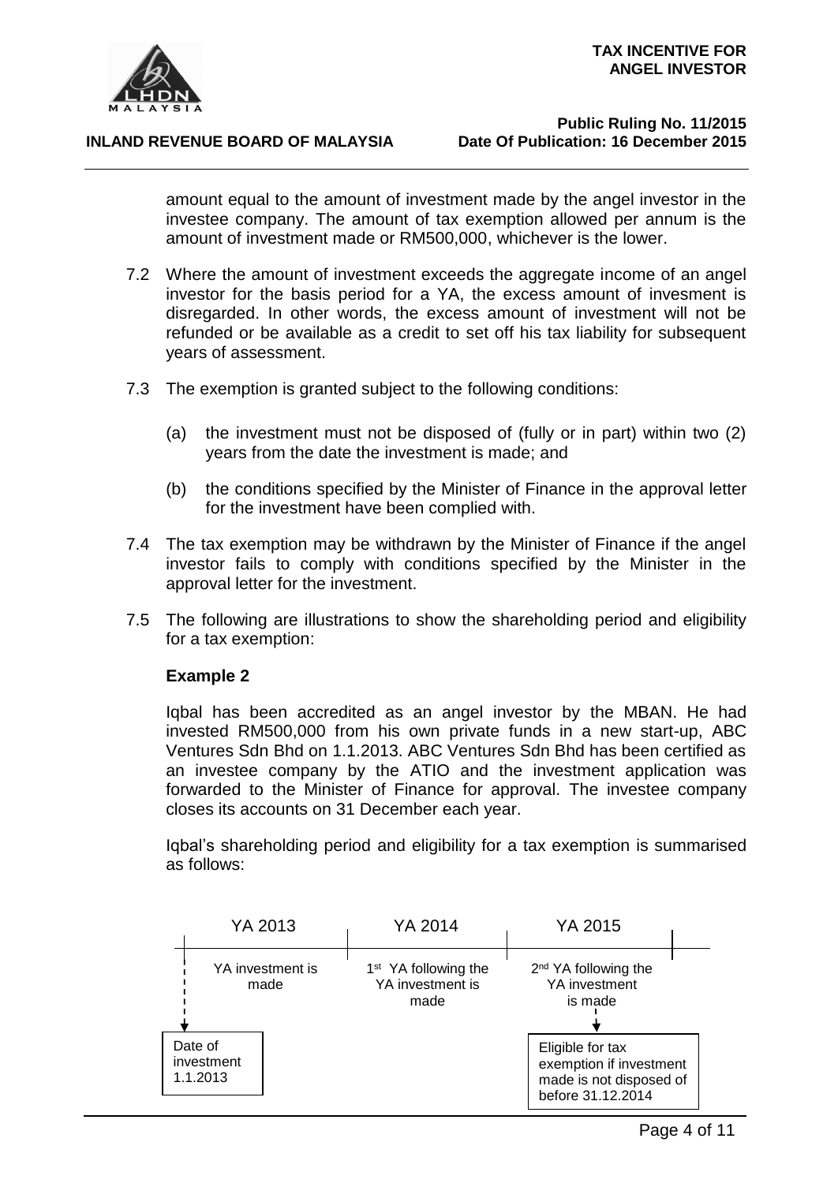amount equal to the amount of investment made by the angel investor in the investee company. The amount of tax exemption allowed per annum is the amount of investment made or RM500,000, whichever is the lower.

7.2 Where the amount of investment exceeds the aggregate income of an angel investor for the basis period for a YA, the excess amount of invesment is disregarded. In other words, the excess amount of investment will not be refunded or be available as a credit to set off his tax liability for subsequent years of assessment.

7.3 The exemption is granted subject to the following conditions:

(a) the investment must not be disposed of (fully or in part) within two (2) years from the date the investment is made; and

(b) the conditions specified by the Minister of Finance in the approval letter for the investment have been complied with.

7.4 The tax exemption may be withdrawn by the Minister of Finance if the angel investor fails to comply with conditions specified by the Minister in the approval letter for the investment.

7.5 The following are illustrations to show the shareholding period and eligibility for a tax exemption:

**Example 2**

Iqbal has been accredited as an angel investor by the MBAN. He had invested RM500,000 from his own private funds in a new start-up, ABC Ventures Sdn Bhd on 1.1.2013. ABC Ventures Sdn Bhd has been certified as an investee company by the ATIO and the investment application was forwarded to the Minister of Finance for approval. The investee company closes its accounts on 31 December each year.

Iqbal's shareholding period and eligibility for a tax exemption is summarised as follows:

| YA 2013 | YA 2014 | YA 2015 |
|---|---|---|
| YA investment is made | 1st YA following the YA investment is made | 2nd YA following the YA investment is made |
| Date of investment 1.1.2013 | | Eligible for tax exemption if investment made is not disposed of before 31.12.2014 |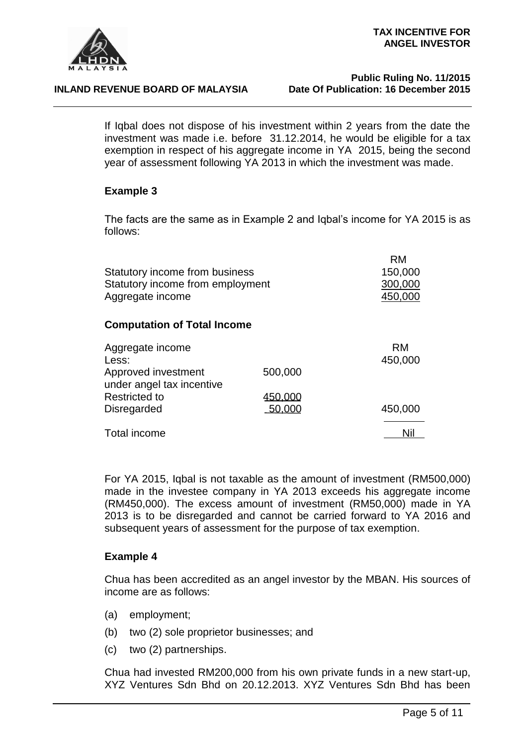If Iqbal does not dispose of his investment within 2 years from the date the investment was made i.e. before 31.12.2014, he would be eligible for a tax exemption in respect of his aggregate income in YA 2015, being the second year of assessment following YA 2013 in which the investment was made.

**Example 3**

The facts are the same as in Example 2 and Iqbal's income for YA 2015 is as follows:

| | RM |
|---|---|
| Statutory income from business | 150,000 |
| Statutory income from employment | 300,000 |
| Aggregate income | 450,000 |

**Computation of Total Income**

| | | RM |
|---|---|---|
| Aggregate income | | 450,000 |
| Less: | | |
| Approved investment under angel tax incentive | 500,000 | |
| Restricted to | 450,000 | |
| Disregarded | 50,000 | 450,000 |
| Total income | | Nil |

For YA 2015, Iqbal is not taxable as the amount of investment (RM500,000) made in the investee company in YA 2013 exceeds his aggregate income (RM450,000). The excess amount of investment (RM50,000) made in YA 2013 is to be disregarded and cannot be carried forward to YA 2016 and subsequent years of assessment for the purpose of tax exemption.

**Example 4**

Chua has been accredited as an angel investor by the MBAN. His sources of income are as follows:

(a) employment;

(b) two (2) sole proprietor businesses; and

(c) two (2) partnerships.

Chua had invested RM200,000 from his own private funds in a new start-up, XYZ Ventures Sdn Bhd on 20.12.2013. XYZ Ventures Sdn Bhd has been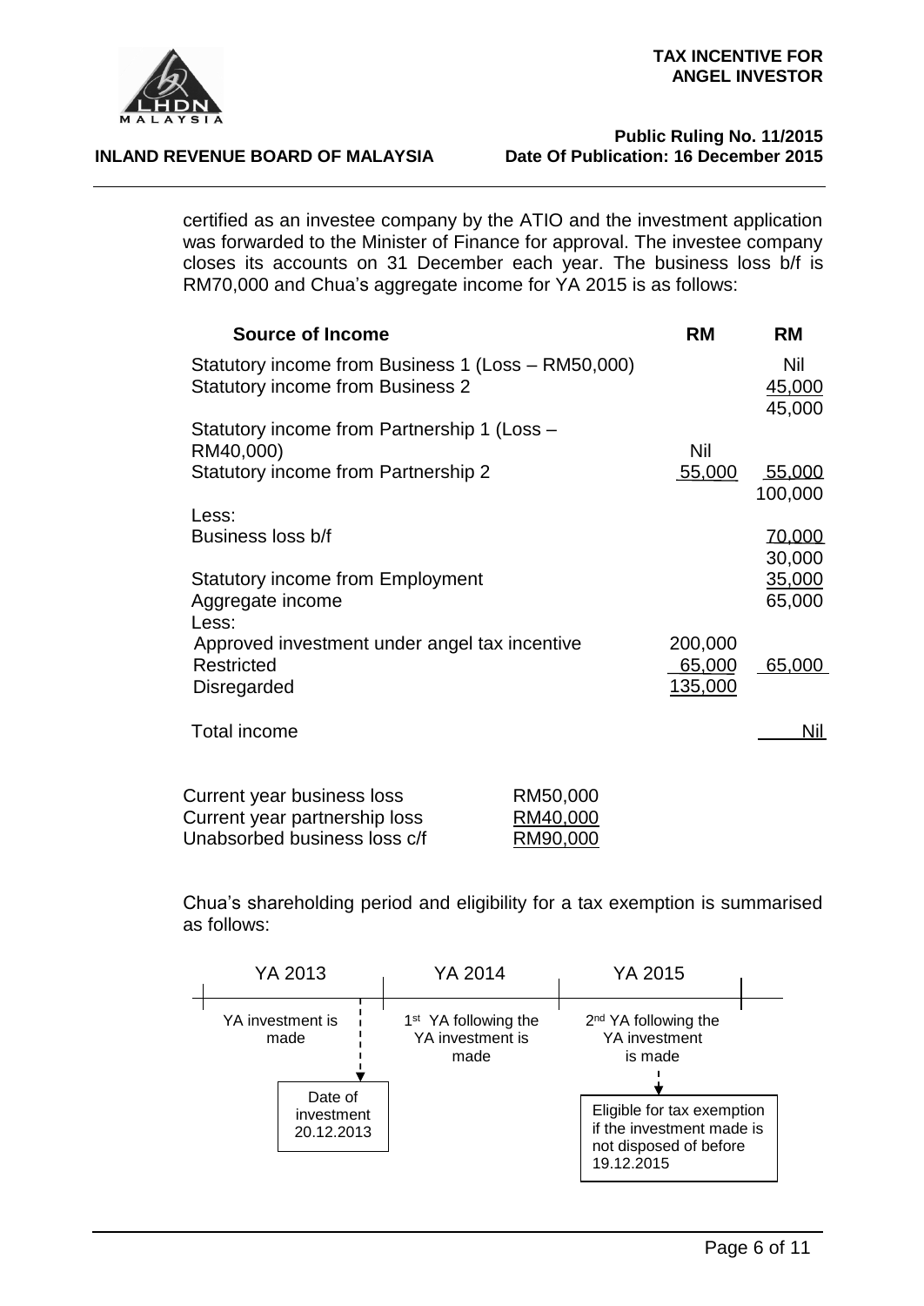certified as an investee company by the ATIO and the investment application was forwarded to the Minister of Finance for approval. The investee company closes its accounts on 31 December each year. The business loss b/f is RM70,000 and Chua's aggregate income for YA 2015 is as follows:

| Source of Income | RM | RM |
|---|---|---|
| Statutory income from Business 1 (Loss – RM50,000) | | Nil |
| Statutory income from Business 2 | | 45,000 |
| | | 45,000 |
| Statutory income from Partnership 1 (Loss – RM40,000) | Nil | |
| Statutory income from Partnership 2 | 55,000 | 55,000 |
| | | 100,000 |
| Less: | | |
| Business loss b/f | | 70,000 |
| | | 30,000 |
| Statutory income from Employment | | 35,000 |
| Aggregate income | | 65,000 |
| Less: | | |
| Approved investment under angel tax incentive | 200,000 | |
| Restricted | 65,000 | 65,000 |
| Disregarded | 135,000 | |
| Total income | | Nil |

| | |
|---|---|
| Current year business loss | RM50,000 |
| Current year partnership loss | RM40,000 |
| Unabsorbed business loss c/f | RM90,000 |

Chua's shareholding period and eligibility for a tax exemption is summarised as follows:

| YA 2013 | YA 2014 | YA 2015 |
|---|---|---|
| YA investment is made | 1st YA following the YA investment is made | 2nd YA following the YA investment is made |
| Date of investment 20.12.2013 | | Eligible for tax exemption if the investment made is not disposed of before 19.12.2015 |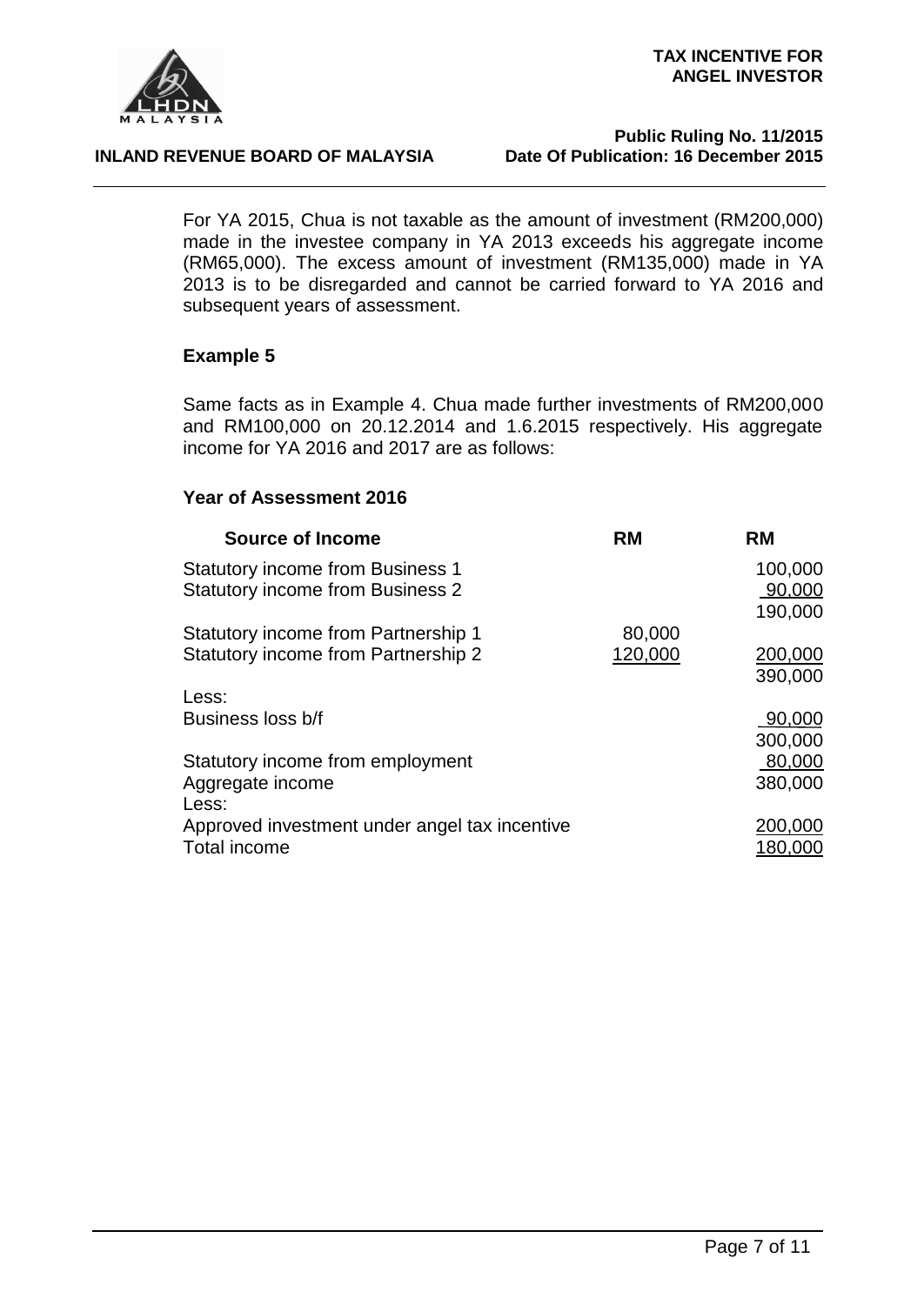For YA 2015, Chua is not taxable as the amount of investment (RM200,000) made in the investee company in YA 2013 exceeds his aggregate income (RM65,000). The excess amount of investment (RM135,000) made in YA 2013 is to be disregarded and cannot be carried forward to YA 2016 and subsequent years of assessment.

### Example 5

Same facts as in Example 4. Chua made further investments of RM200,000 and RM100,000 on 20.12.2014 and 1.6.2015 respectively. His aggregate income for YA 2016 and 2017 are as follows:

#### Year of Assessment 2016

| Source of Income | RM | RM |
|---|---|---|
| Statutory income from Business 1 | | 100,000 |
| Statutory income from Business 2 | | 90,000 |
| | | 190,000 |
| Statutory income from Partnership 1 | 80,000 | |
| Statutory income from Partnership 2 | 120,000 | 200,000 |
| | | 390,000 |
| Less: | | |
| Business loss b/f | | 90,000 |
| | | 300,000 |
| Statutory income from employment | | 80,000 |
| Aggregate income | | 380,000 |
| Less: | | |
| Approved investment under angel tax incentive | | 200,000 |
| Total income | | 180,000 |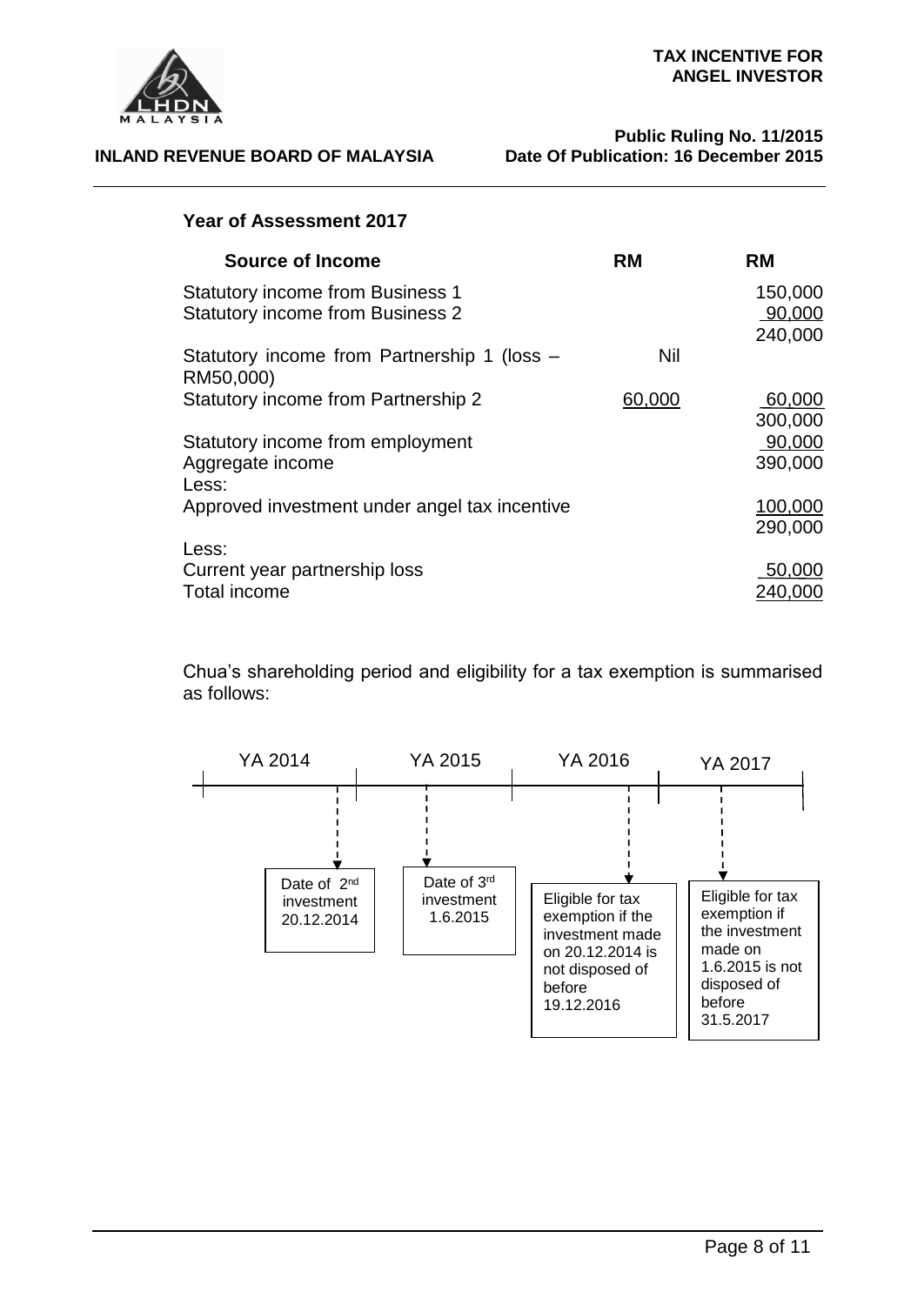**Year of Assessment 2017**

| Source of Income | RM | RM |
|---|---|---|
| Statutory income from Business 1 | | 150,000 |
| Statutory income from Business 2 | | 90,000 |
| | | 240,000 |
| Statutory income from Partnership 1 (loss – RM50,000) | Nil | |
| Statutory income from Partnership 2 | 60,000 | 60,000 |
| | | 300,000 |
| Statutory income from employment | | 90,000 |
| Aggregate income | | 390,000 |
| Less: | | |
| Approved investment under angel tax incentive | | 100,000 |
| | | 290,000 |
| Less: | | |
| Current year partnership loss | | 50,000 |
| Total income | | 240,000 |

Chua's shareholding period and eligibility for a tax exemption is summarised as follows:

YA 2014 — Date of 2nd investment 20.12.2014

YA 2015 — Date of 3rd investment 1.6.2015

YA 2016 — Eligible for tax exemption if the investment made on 20.12.2014 is not disposed of before 19.12.2016

YA 2017 — Eligible for tax exemption if the investment made on 1.6.2015 is not disposed of before 31.5.2017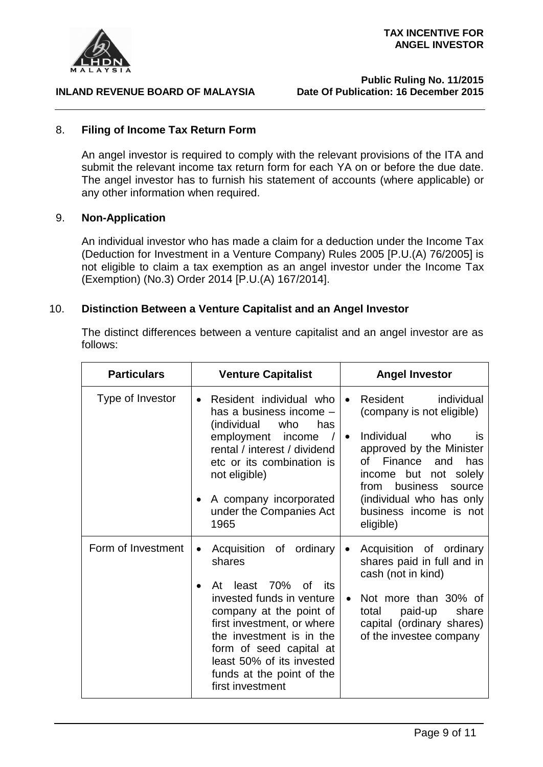## 8. Filing of Income Tax Return Form

An angel investor is required to comply with the relevant provisions of the ITA and submit the relevant income tax return form for each YA on or before the due date. The angel investor has to furnish his statement of accounts (where applicable) or any other information when required.

## 9. Non-Application

An individual investor who has made a claim for a deduction under the Income Tax (Deduction for Investment in a Venture Company) Rules 2005 [P.U.(A) 76/2005] is not eligible to claim a tax exemption as an angel investor under the Income Tax (Exemption) (No.3) Order 2014 [P.U.(A) 167/2014].

## 10. Distinction Between a Venture Capitalist and an Angel Investor

The distinct differences between a venture capitalist and an angel investor are as follows:

| Particulars | Venture Capitalist | Angel Investor |
|---|---|---|
| Type of Investor | • Resident individual who has a business income – (individual who has employment income / rental / interest / dividend etc or its combination is not eligible)<br>• A company incorporated under the Companies Act 1965 | • Resident individual (company is not eligible)<br>• Individual who is approved by the Minister of Finance and has income but not solely from business source (individual who has only business income is not eligible) |
| Form of Investment | • Acquisition of ordinary shares<br>• At least 70% of its invested funds in venture company at the point of first investment, or where the investment is in the form of seed capital at least 50% of its invested funds at the point of the first investment | • Acquisition of ordinary shares paid in full and in cash (not in kind)<br>• Not more than 30% of total paid-up share capital (ordinary shares) of the investee company |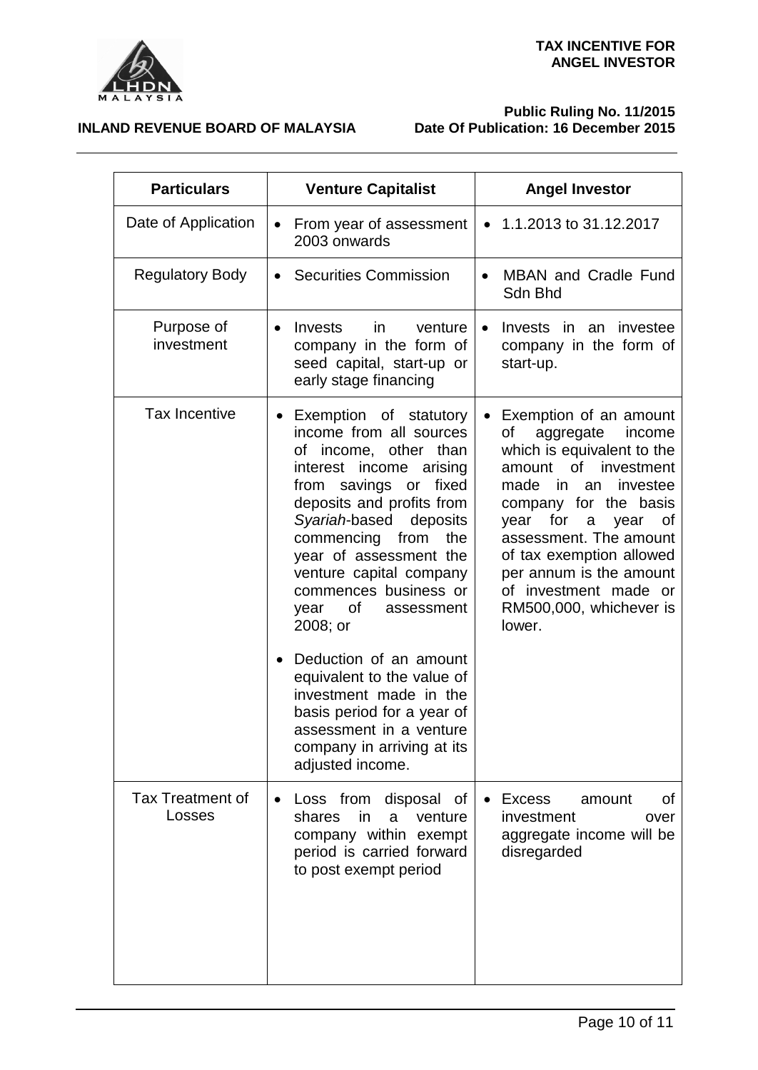| Particulars | Venture Capitalist | Angel Investor |
|---|---|---|
| Date of Application | • From year of assessment 2003 onwards | • 1.1.2013 to 31.12.2017 |
| Regulatory Body | • Securities Commission | • MBAN and Cradle Fund Sdn Bhd |
| Purpose of investment | • Invests in venture company in the form of seed capital, start-up or early stage financing | • Invests in an investee company in the form of start-up. |
| Tax Incentive | • Exemption of statutory income from all sources of income, other than interest income arising from savings or fixed deposits and profits from *Syariah*-based deposits commencing from the year of assessment the venture capital company commences business or year of assessment 2008; or<br>• Deduction of an amount equivalent to the value of investment made in the basis period for a year of assessment in a venture company in arriving at its adjusted income. | • Exemption of an amount of aggregate income which is equivalent to the amount of investment made in an investee company for the basis year for a year of assessment. The amount of tax exemption allowed per annum is the amount of investment made or RM500,000, whichever is lower. |
| Tax Treatment of Losses | • Loss from disposal of shares in a venture company within exempt period is carried forward to post exempt period | • Excess amount of investment over aggregate income will be disregarded |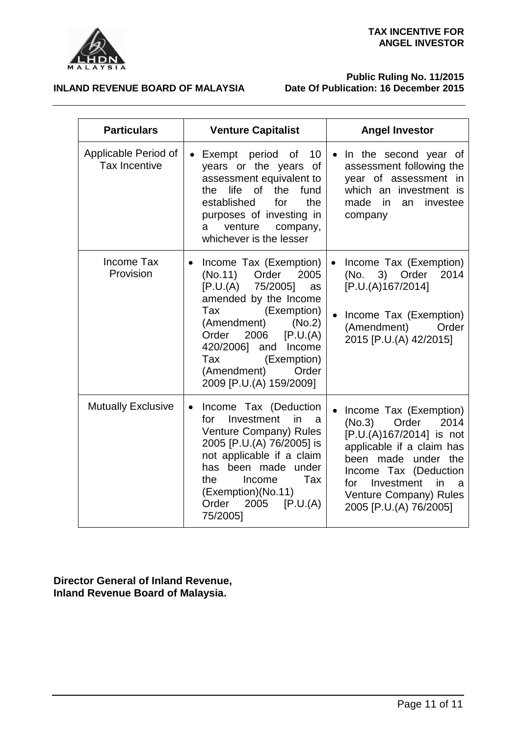| Particulars | Venture Capitalist | Angel Investor |
|---|---|---|
| Applicable Period of Tax Incentive | • Exempt period of 10 years or the years of assessment equivalent to the life of the fund established for the purposes of investing in a venture company, whichever is the lesser | • In the second year of assessment following the year of assessment in which an investment is made in an investee company |
| Income Tax Provision | • Income Tax (Exemption) (No.11) Order 2005 [P.U.(A) 75/2005] as amended by the Income Tax (Exemption) (Amendment) (No.2) Order 2006 [P.U.(A) 420/2006] and Income Tax (Exemption) (Amendment) Order 2009 [P.U.(A) 159/2009] | • Income Tax (Exemption) (No. 3) Order 2014 [P.U.(A)167/2014]<br>• Income Tax (Exemption) (Amendment) Order 2015 [P.U.(A) 42/2015] |
| Mutually Exclusive | • Income Tax (Deduction for Investment in a Venture Company) Rules 2005 [P.U.(A) 76/2005] is not applicable if a claim has been made under the Income Tax (Exemption)(No.11) Order 2005 [P.U.(A) 75/2005] | • Income Tax (Exemption) (No.3) Order 2014 [P.U.(A)167/2014] is not applicable if a claim has been made under the Income Tax (Deduction for Investment in a Venture Company) Rules 2005 [P.U.(A) 76/2005] |

**Director General of Inland Revenue,**
**Inland Revenue Board of Malaysia.**